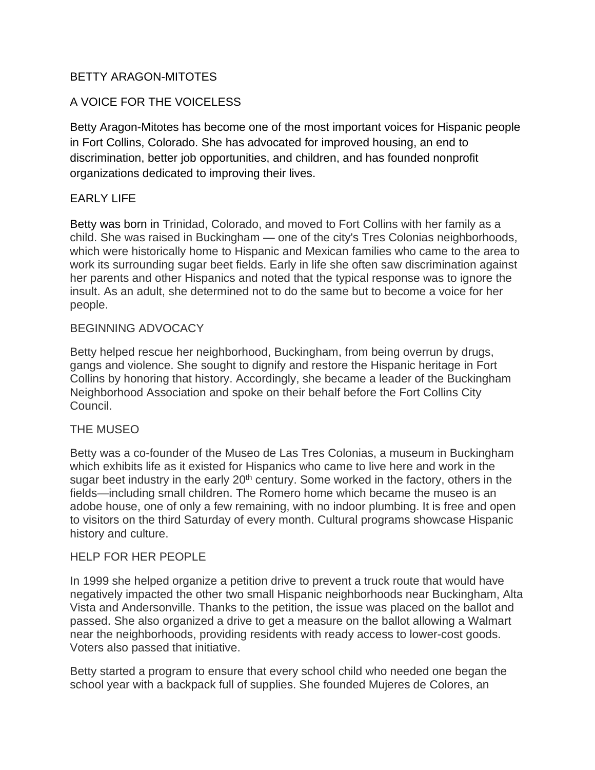# BETTY ARAGON-MITOTES

## A VOICE FOR THE VOICELESS

Betty Aragon-Mitotes has become one of the most important voices for Hispanic people in Fort Collins, Colorado. She has advocated for improved housing, an end to discrimination, better job opportunities, and children, and has founded nonprofit organizations dedicated to improving their lives.

## EARLY LIFE

Betty was born in Trinidad, Colorado, and moved to Fort Collins with her family as a child. She was raised in Buckingham — one of the city's Tres Colonias neighborhoods, which were historically home to Hispanic and Mexican families who came to the area to work its surrounding sugar beet fields. Early in life she often saw discrimination against her parents and other Hispanics and noted that the typical response was to ignore the insult. As an adult, she determined not to do the same but to become a voice for her people.

## BEGINNING ADVOCACY

Betty helped rescue her neighborhood, Buckingham, from being overrun by drugs, gangs and violence. She sought to dignify and restore the Hispanic heritage in Fort Collins by honoring that history. Accordingly, she became a leader of the Buckingham Neighborhood Association and spoke on their behalf before the Fort Collins City Council.

## THE MUSEO

Betty was a co-founder of the Museo de Las Tres Colonias, a museum in Buckingham which exhibits life as it existed for Hispanics who came to live here and work in the sugar beet industry in the early 20$^{th}$ century. Some worked in the factory, others in the fields—including small children. The Romero home which became the museo is an adobe house, one of only a few remaining, with no indoor plumbing. It is free and open to visitors on the third Saturday of every month. Cultural programs showcase Hispanic history and culture.

## HELP FOR HER PEOPLE

In 1999 she helped organize a petition drive to prevent a truck route that would have negatively impacted the other two small Hispanic neighborhoods near Buckingham, Alta Vista and Andersonville. Thanks to the petition, the issue was placed on the ballot and passed. She also organized a drive to get a measure on the ballot allowing a Walmart near the neighborhoods, providing residents with ready access to lower-cost goods. Voters also passed that initiative.

Betty started a program to ensure that every school child who needed one began the school year with a backpack full of supplies. She founded Mujeres de Colores, an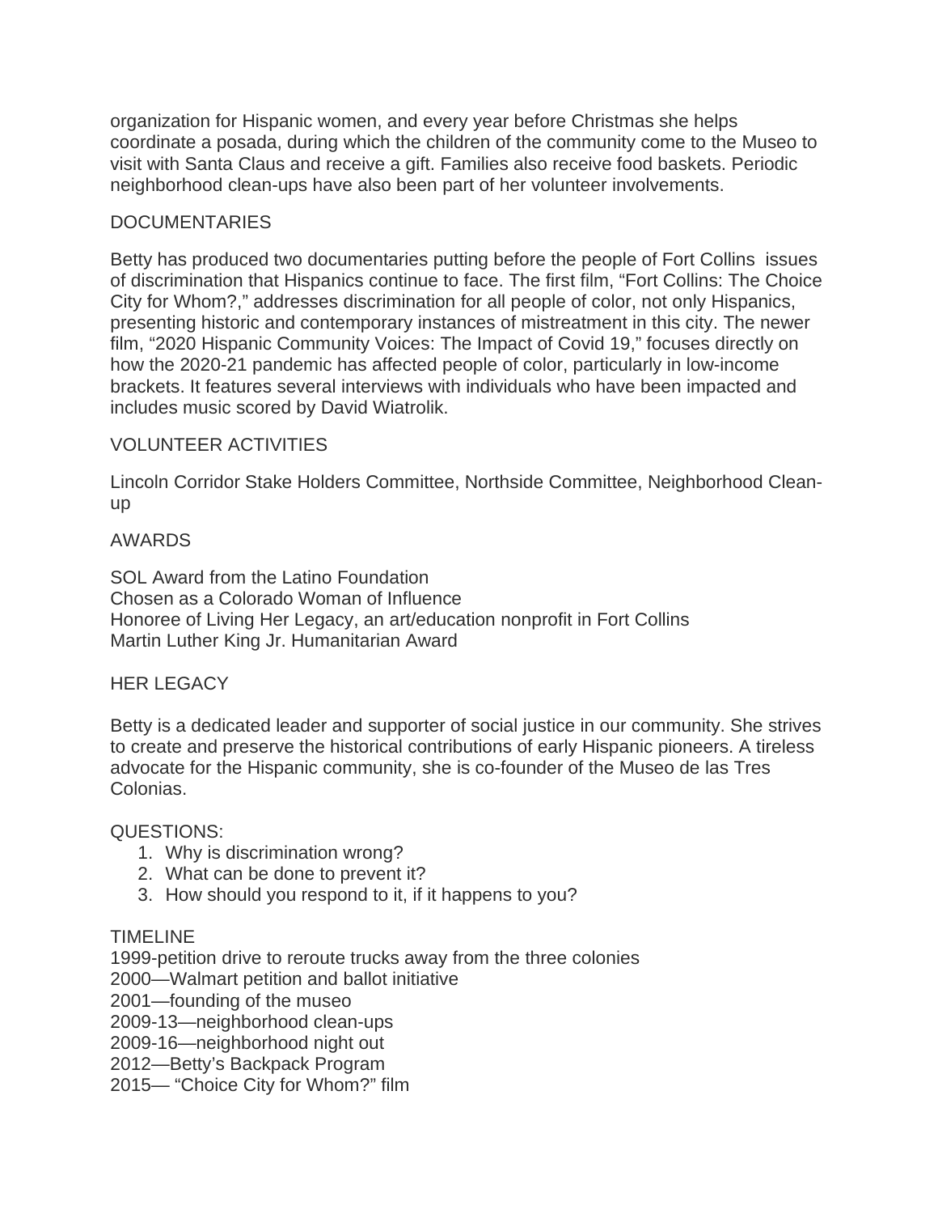organization for Hispanic women, and every year before Christmas she helps coordinate a posada, during which the children of the community come to the Museo to visit with Santa Claus and receive a gift. Families also receive food baskets. Periodic neighborhood clean-ups have also been part of her volunteer involvements.

## DOCUMENTARIES

Betty has produced two documentaries putting before the people of Fort Collins issues of discrimination that Hispanics continue to face. The first film, "Fort Collins: The Choice City for Whom?," addresses discrimination for all people of color, not only Hispanics, presenting historic and contemporary instances of mistreatment in this city. The newer film, "2020 Hispanic Community Voices: The Impact of Covid 19," focuses directly on how the 2020-21 pandemic has affected people of color, particularly in low-income brackets. It features several interviews with individuals who have been impacted and includes music scored by David Wiatrolik.

## VOLUNTEER ACTIVITIES

Lincoln Corridor Stake Holders Committee, Northside Committee, Neighborhood Clean-up

## AWARDS

SOL Award from the Latino Foundation
Chosen as a Colorado Woman of Influence
Honoree of Living Her Legacy, an art/education nonprofit in Fort Collins
Martin Luther King Jr. Humanitarian Award

## HER LEGACY

Betty is a dedicated leader and supporter of social justice in our community. She strives to create and preserve the historical contributions of early Hispanic pioneers. A tireless advocate for the Hispanic community, she is co-founder of the Museo de las Tres Colonias.

## QUESTIONS:

1. Why is discrimination wrong?
2. What can be done to prevent it?
3. How should you respond to it, if it happens to you?

## TIMELINE

1999-petition drive to reroute trucks away from the three colonies
2000—Walmart petition and ballot initiative
2001—founding of the museo
2009-13—neighborhood clean-ups
2009-16—neighborhood night out
2012—Betty's Backpack Program
2015— "Choice City for Whom?" film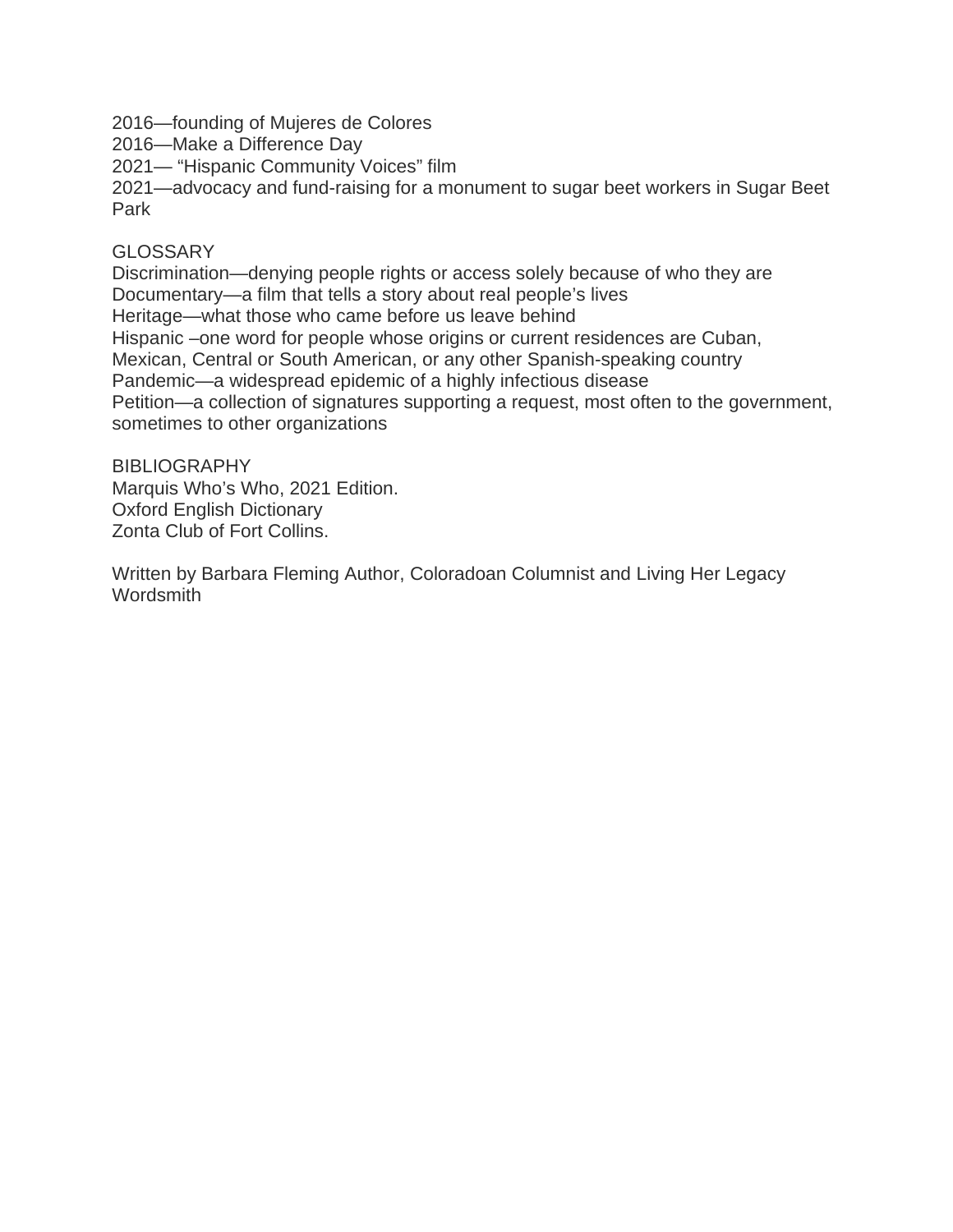2016—founding of Mujeres de Colores
2016—Make a Difference Day
2021— "Hispanic Community Voices" film
2021—advocacy and fund-raising for a monument to sugar beet workers in Sugar Beet Park

## GLOSSARY

Discrimination—denying people rights or access solely because of who they are
Documentary—a film that tells a story about real people's lives
Heritage—what those who came before us leave behind
Hispanic –one word for people whose origins or current residences are Cuban, Mexican, Central or South American, or any other Spanish-speaking country
Pandemic—a widespread epidemic of a highly infectious disease
Petition—a collection of signatures supporting a request, most often to the government, sometimes to other organizations

## BIBLIOGRAPHY

Marquis Who's Who, 2021 Edition.
Oxford English Dictionary
Zonta Club of Fort Collins.

Written by Barbara Fleming Author, Coloradoan Columnist and Living Her Legacy Wordsmith